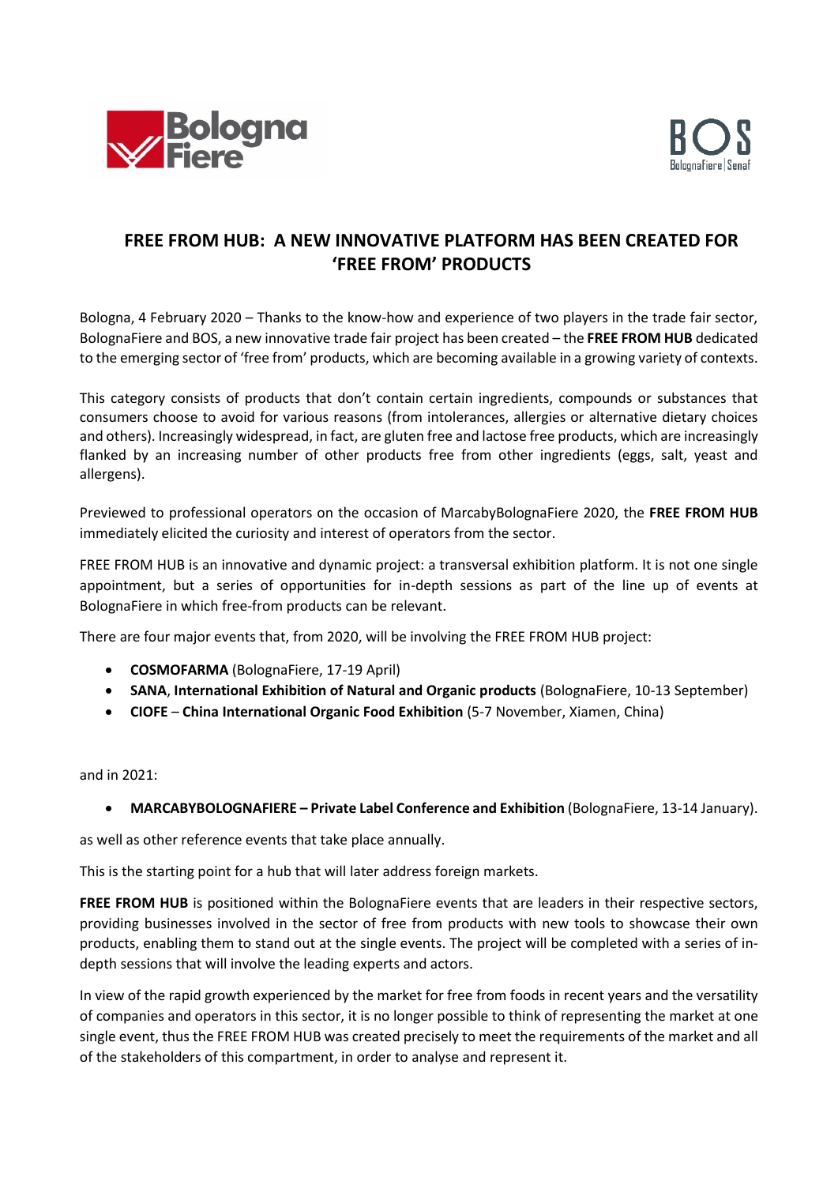# FREE FROM HUB: A NEW INNOVATIVE PLATFORM HAS BEEN CREATED FOR 'FREE FROM' PRODUCTS

Bologna, 4 February 2020 – Thanks to the know-how and experience of two players in the trade fair sector, BolognaFiere and BOS, a new innovative trade fair project has been created – the **FREE FROM HUB** dedicated to the emerging sector of 'free from' products, which are becoming available in a growing variety of contexts.

This category consists of products that don't contain certain ingredients, compounds or substances that consumers choose to avoid for various reasons (from intolerances, allergies or alternative dietary choices and others). Increasingly widespread, in fact, are gluten free and lactose free products, which are increasingly flanked by an increasing number of other products free from other ingredients (eggs, salt, yeast and allergens).

Previewed to professional operators on the occasion of MarcabyBolognaFiere 2020, the **FREE FROM HUB** immediately elicited the curiosity and interest of operators from the sector.

FREE FROM HUB is an innovative and dynamic project: a transversal exhibition platform. It is not one single appointment, but a series of opportunities for in-depth sessions as part of the line up of events at BolognaFiere in which free-from products can be relevant.

There are four major events that, from 2020, will be involving the FREE FROM HUB project:

- **COSMOFARMA** (BolognaFiere, 17-19 April)
- **SANA**, **International Exhibition of Natural and Organic products** (BolognaFiere, 10-13 September)
- **CIOFE** – **China International Organic Food Exhibition** (5-7 November, Xiamen, China)

and in 2021:

- **MARCABYBOLOGNAFIERE – Private Label Conference and Exhibition** (BolognaFiere, 13-14 January).

as well as other reference events that take place annually.

This is the starting point for a hub that will later address foreign markets.

**FREE FROM HUB** is positioned within the BolognaFiere events that are leaders in their respective sectors, providing businesses involved in the sector of free from products with new tools to showcase their own products, enabling them to stand out at the single events. The project will be completed with a series of in-depth sessions that will involve the leading experts and actors.

In view of the rapid growth experienced by the market for free from foods in recent years and the versatility of companies and operators in this sector, it is no longer possible to think of representing the market at one single event, thus the FREE FROM HUB was created precisely to meet the requirements of the market and all of the stakeholders of this compartment, in order to analyse and represent it.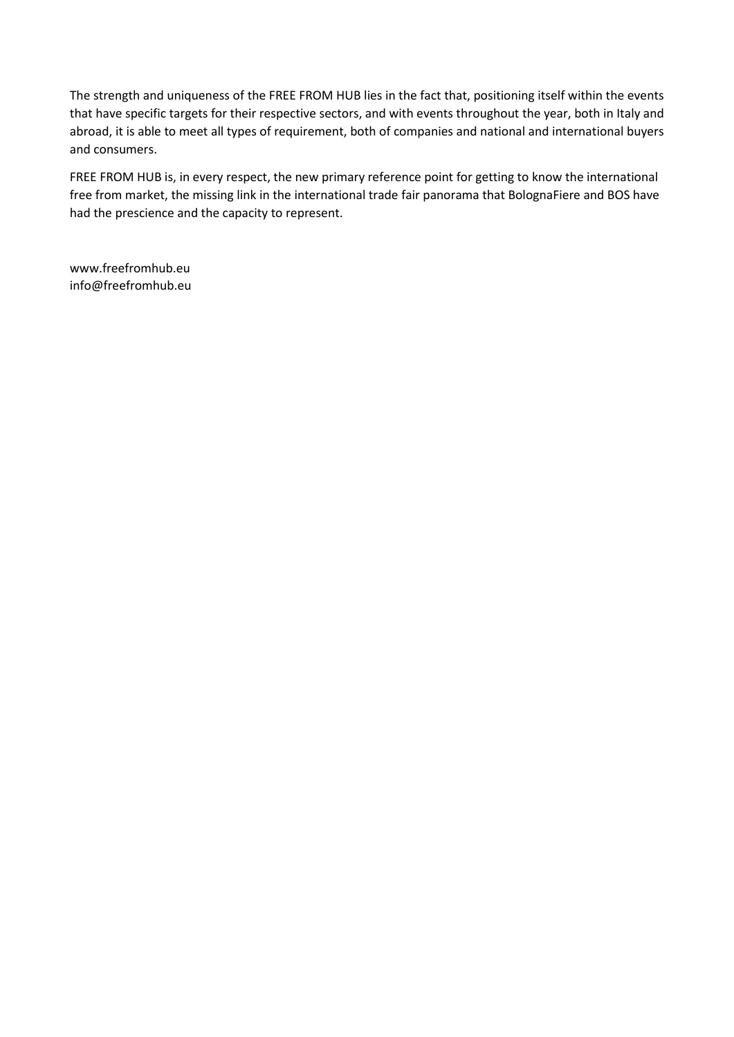The strength and uniqueness of the FREE FROM HUB lies in the fact that, positioning itself within the events that have specific targets for their respective sectors, and with events throughout the year, both in Italy and abroad, it is able to meet all types of requirement, both of companies and national and international buyers and consumers.

FREE FROM HUB is, in every respect, the new primary reference point for getting to know the international free from market, the missing link in the international trade fair panorama that BolognaFiere and BOS have had the prescience and the capacity to represent.

www.freefromhub.eu
info@freefromhub.eu